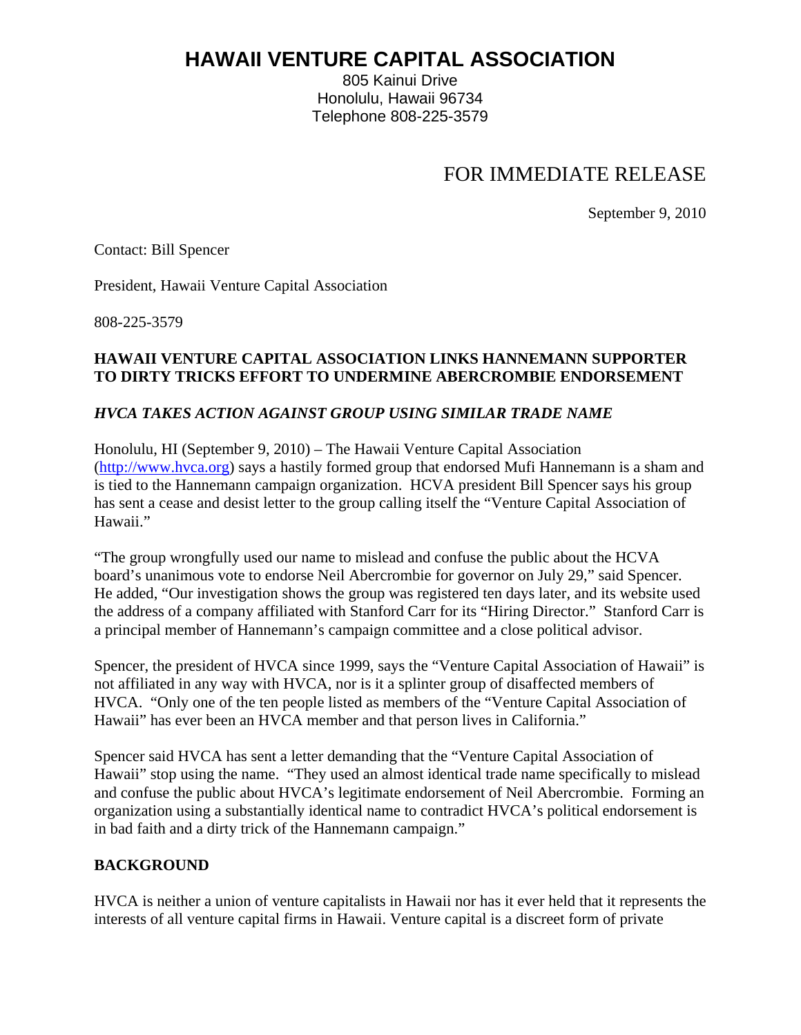# HAWAII VENTURE CAPITAL ASSOCIATION

805 Kainui Drive
Honolulu, Hawaii 96734
Telephone 808-225-3579

## FOR IMMEDIATE RELEASE

September 9, 2010

Contact: Bill Spencer

President, Hawaii Venture Capital Association

808-225-3579

**HAWAII VENTURE CAPITAL ASSOCIATION LINKS HANNEMANN SUPPORTER TO DIRTY TRICKS EFFORT TO UNDERMINE ABERCROMBIE ENDORSEMENT**

***HVCA TAKES ACTION AGAINST GROUP USING SIMILAR TRADE NAME***

Honolulu, HI (September 9, 2010) – The Hawaii Venture Capital Association (http://www.hvca.org) says a hastily formed group that endorsed Mufi Hannemann is a sham and is tied to the Hannemann campaign organization. HCVA president Bill Spencer says his group has sent a cease and desist letter to the group calling itself the "Venture Capital Association of Hawaii."

"The group wrongfully used our name to mislead and confuse the public about the HCVA board's unanimous vote to endorse Neil Abercrombie for governor on July 29," said Spencer. He added, "Our investigation shows the group was registered ten days later, and its website used the address of a company affiliated with Stanford Carr for its "Hiring Director." Stanford Carr is a principal member of Hannemann's campaign committee and a close political advisor.

Spencer, the president of HVCA since 1999, says the "Venture Capital Association of Hawaii" is not affiliated in any way with HVCA, nor is it a splinter group of disaffected members of HVCA. "Only one of the ten people listed as members of the "Venture Capital Association of Hawaii" has ever been an HVCA member and that person lives in California."

Spencer said HVCA has sent a letter demanding that the "Venture Capital Association of Hawaii" stop using the name. "They used an almost identical trade name specifically to mislead and confuse the public about HVCA's legitimate endorsement of Neil Abercrombie. Forming an organization using a substantially identical name to contradict HVCA's political endorsement is in bad faith and a dirty trick of the Hannemann campaign."

**BACKGROUND**

HVCA is neither a union of venture capitalists in Hawaii nor has it ever held that it represents the interests of all venture capital firms in Hawaii. Venture capital is a discreet form of private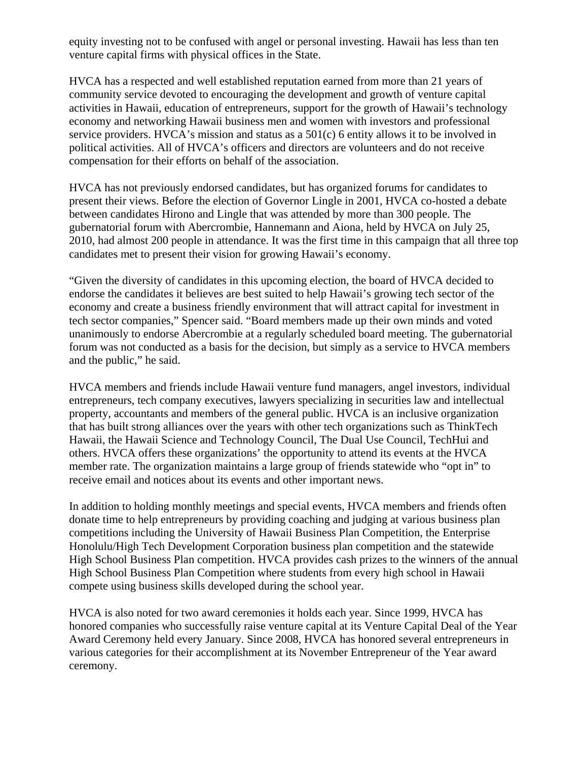equity investing not to be confused with angel or personal investing. Hawaii has less than ten venture capital firms with physical offices in the State.

HVCA has a respected and well established reputation earned from more than 21 years of community service devoted to encouraging the development and growth of venture capital activities in Hawaii, education of entrepreneurs, support for the growth of Hawaii's technology economy and networking Hawaii business men and women with investors and professional service providers. HVCA's mission and status as a 501(c) 6 entity allows it to be involved in political activities. All of HVCA's officers and directors are volunteers and do not receive compensation for their efforts on behalf of the association.

HVCA has not previously endorsed candidates, but has organized forums for candidates to present their views. Before the election of Governor Lingle in 2001, HVCA co-hosted a debate between candidates Hirono and Lingle that was attended by more than 300 people. The gubernatorial forum with Abercrombie, Hannemann and Aiona, held by HVCA on July 25, 2010, had almost 200 people in attendance. It was the first time in this campaign that all three top candidates met to present their vision for growing Hawaii's economy.

"Given the diversity of candidates in this upcoming election, the board of HVCA decided to endorse the candidates it believes are best suited to help Hawaii's growing tech sector of the economy and create a business friendly environment that will attract capital for investment in tech sector companies," Spencer said. "Board members made up their own minds and voted unanimously to endorse Abercrombie at a regularly scheduled board meeting. The gubernatorial forum was not conducted as a basis for the decision, but simply as a service to HVCA members and the public," he said.

HVCA members and friends include Hawaii venture fund managers, angel investors, individual entrepreneurs, tech company executives, lawyers specializing in securities law and intellectual property, accountants and members of the general public. HVCA is an inclusive organization that has built strong alliances over the years with other tech organizations such as ThinkTech Hawaii, the Hawaii Science and Technology Council, The Dual Use Council, TechHui and others. HVCA offers these organizations' the opportunity to attend its events at the HVCA member rate. The organization maintains a large group of friends statewide who "opt in" to receive email and notices about its events and other important news.

In addition to holding monthly meetings and special events, HVCA members and friends often donate time to help entrepreneurs by providing coaching and judging at various business plan competitions including the University of Hawaii Business Plan Competition, the Enterprise Honolulu/High Tech Development Corporation business plan competition and the statewide High School Business Plan competition. HVCA provides cash prizes to the winners of the annual High School Business Plan Competition where students from every high school in Hawaii compete using business skills developed during the school year.

HVCA is also noted for two award ceremonies it holds each year. Since 1999, HVCA has honored companies who successfully raise venture capital at its Venture Capital Deal of the Year Award Ceremony held every January. Since 2008, HVCA has honored several entrepreneurs in various categories for their accomplishment at its November Entrepreneur of the Year award ceremony.